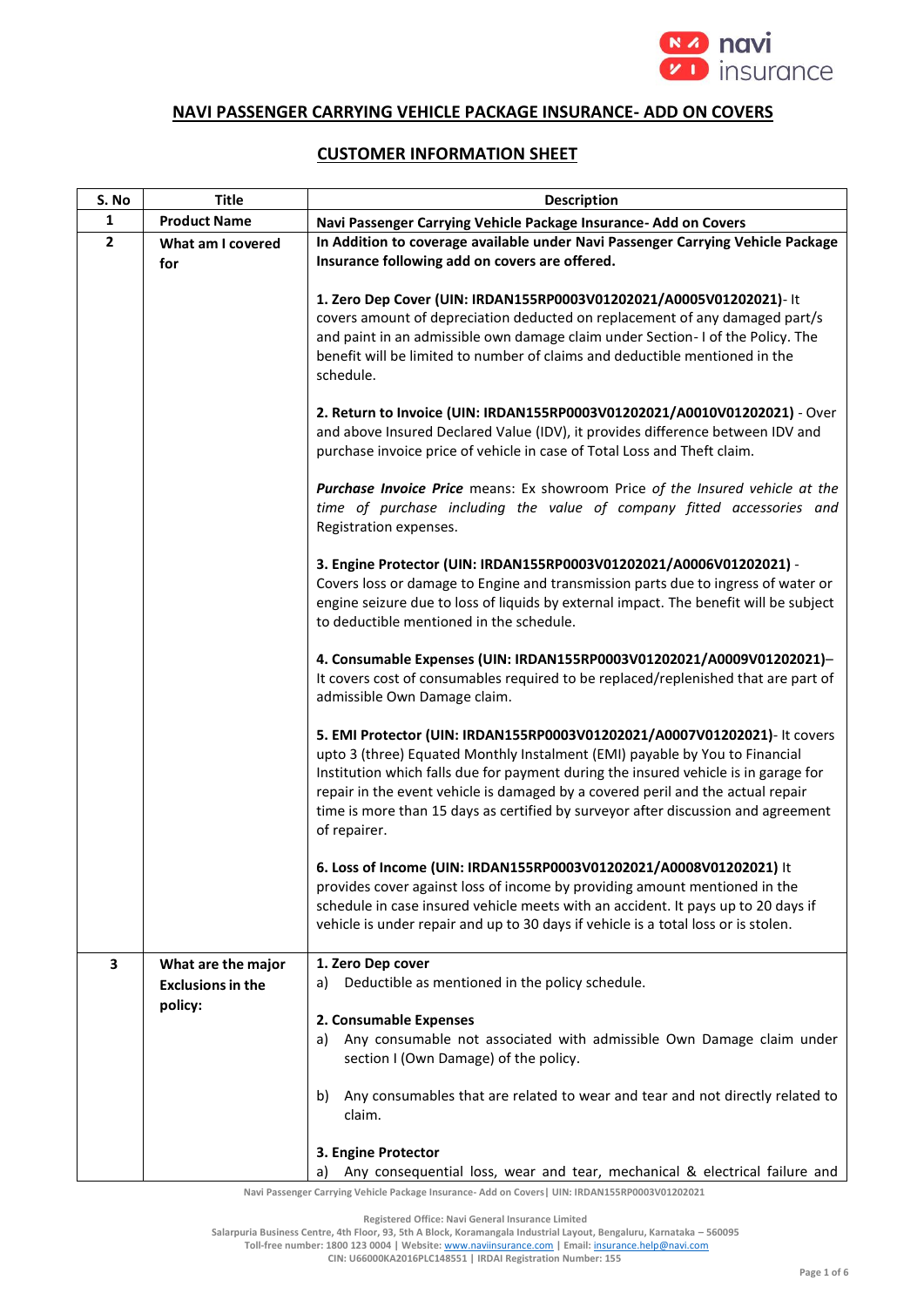## NAVI PASSENGER CARRYING VEHICLE PACKAGE INSURANCE- ADD ON COVERS

### CUSTOMER INFORMATION SHEET

| S. No | Title | Description |
|---|---|---|
| 1 | **Product Name** | **Navi Passenger Carrying Vehicle Package Insurance- Add on Covers** |
| 2 | **What am I covered for** | **In Addition to coverage available under Navi Passenger Carrying Vehicle Package Insurance following add on covers are offered.**<br><br>**1. Zero Dep Cover (UIN: IRDAN155RP0003V01202021/A0005V01202021)**- It covers amount of depreciation deducted on replacement of any damaged part/s and paint in an admissible own damage claim under Section- I of the Policy. The benefit will be limited to number of claims and deductible mentioned in the schedule.<br><br>**2. Return to Invoice (UIN: IRDAN155RP0003V01202021/A0010V01202021)** - Over and above Insured Declared Value (IDV), it provides difference between IDV and purchase invoice price of vehicle in case of Total Loss and Theft claim.<br><br>***Purchase Invoice Price*** means: Ex showroom Price *of the Insured vehicle at the time of purchase including the value of company fitted accessories and* Registration expenses.<br><br>**3. Engine Protector (UIN: IRDAN155RP0003V01202021/A0006V01202021)** - Covers loss or damage to Engine and transmission parts due to ingress of water or engine seizure due to loss of liquids by external impact. The benefit will be subject to deductible mentioned in the schedule.<br><br>**4. Consumable Expenses (UIN: IRDAN155RP0003V01202021/A0009V01202021)**– It covers cost of consumables required to be replaced/replenished that are part of admissible Own Damage claim.<br><br>**5. EMI Protector (UIN: IRDAN155RP0003V01202021/A0007V01202021)**- It covers upto 3 (three) Equated Monthly Instalment (EMI) payable by You to Financial Institution which falls due for payment during the insured vehicle is in garage for repair in the event vehicle is damaged by a covered peril and the actual repair time is more than 15 days as certified by surveyor after discussion and agreement of repairer.<br><br>**6. Loss of Income (UIN: IRDAN155RP0003V01202021/A0008V01202021)** It provides cover against loss of income by providing amount mentioned in the schedule in case insured vehicle meets with an accident. It pays up to 20 days if vehicle is under repair and up to 30 days if vehicle is a total loss or is stolen. |
| 3 | **What are the major Exclusions in the policy:** | **1. Zero Dep cover**<br>a) Deductible as mentioned in the policy schedule.<br><br>**2. Consumable Expenses**<br>a) Any consumable not associated with admissible Own Damage claim under section I (Own Damage) of the policy.<br><br>b) Any consumables that are related to wear and tear and not directly related to claim.<br><br>**3. Engine Protector**<br>a) Any consequential loss, wear and tear, mechanical & electrical failure and |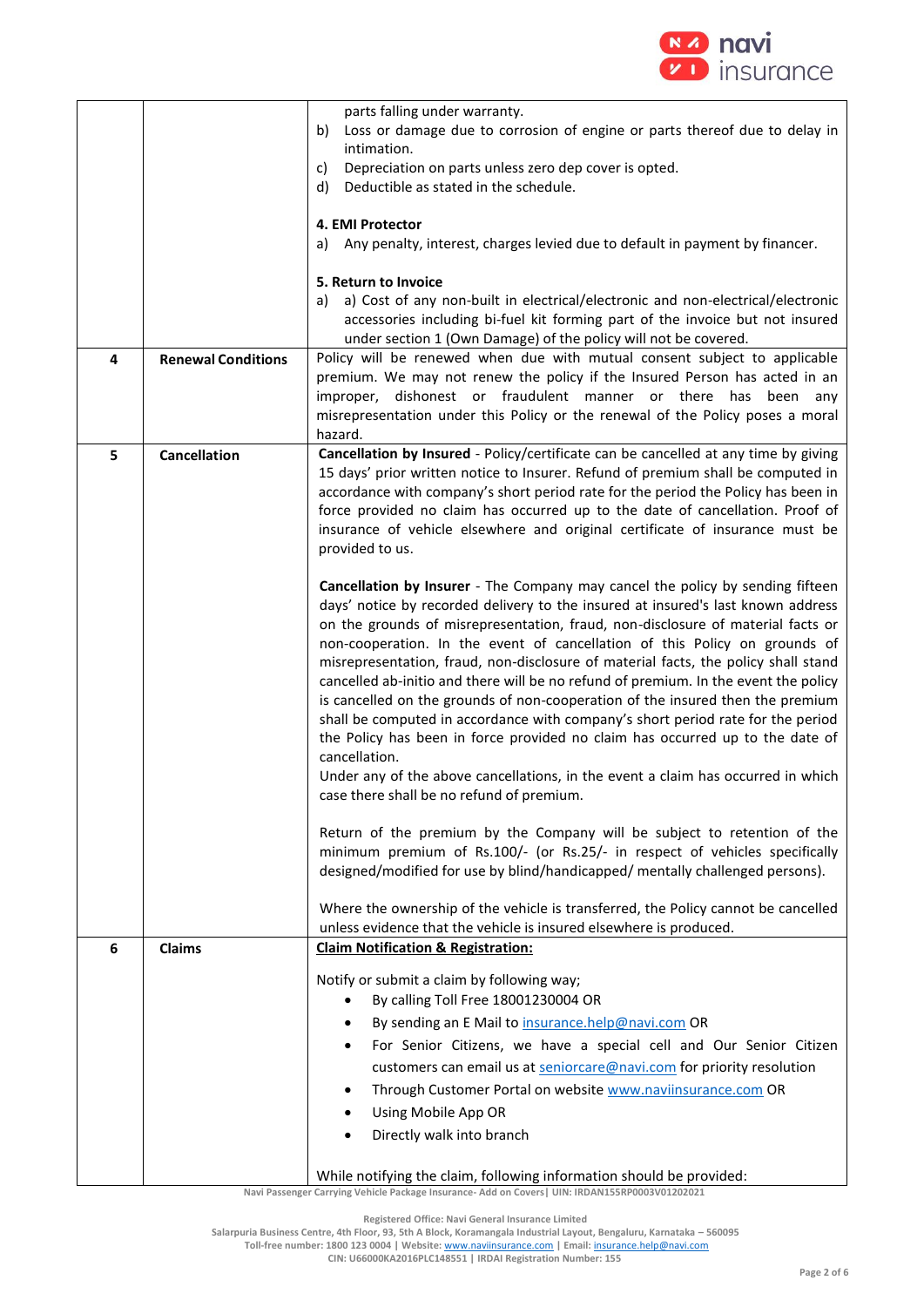| | | |
|---|---|---|
| | | parts falling under warranty.<br>b) Loss or damage due to corrosion of engine or parts thereof due to delay in intimation.<br>c) Depreciation on parts unless zero dep cover is opted.<br>d) Deductible as stated in the schedule.<br><br>**4. EMI Protector**<br>a) Any penalty, interest, charges levied due to default in payment by financer.<br><br>**5. Return to Invoice**<br>a) a) Cost of any non-built in electrical/electronic and non-electrical/electronic accessories including bi-fuel kit forming part of the invoice but not insured under section 1 (Own Damage) of the policy will not be covered. |
| **4** | **Renewal Conditions** | Policy will be renewed when due with mutual consent subject to applicable premium. We may not renew the policy if the Insured Person has acted in an improper, dishonest or fraudulent manner or there has been any misrepresentation under this Policy or the renewal of the Policy poses a moral hazard. |
| **5** | **Cancellation** | **Cancellation by Insured** - Policy/certificate can be cancelled at any time by giving 15 days' prior written notice to Insurer. Refund of premium shall be computed in accordance with company's short period rate for the period the Policy has been in force provided no claim has occurred up to the date of cancellation. Proof of insurance of vehicle elsewhere and original certificate of insurance must be provided to us.<br><br>**Cancellation by Insurer** - The Company may cancel the policy by sending fifteen days' notice by recorded delivery to the insured at insured's last known address on the grounds of misrepresentation, fraud, non-disclosure of material facts or non-cooperation. In the event of cancellation of this Policy on grounds of misrepresentation, fraud, non-disclosure of material facts, the policy shall stand cancelled ab-initio and there will be no refund of premium. In the event the policy is cancelled on the grounds of non-cooperation of the insured then the premium shall be computed in accordance with company's short period rate for the period the Policy has been in force provided no claim has occurred up to the date of cancellation.<br>Under any of the above cancellations, in the event a claim has occurred in which case there shall be no refund of premium.<br><br>Return of the premium by the Company will be subject to retention of the minimum premium of Rs.100/- (or Rs.25/- in respect of vehicles specifically designed/modified for use by blind/handicapped/ mentally challenged persons).<br><br>Where the ownership of the vehicle is transferred, the Policy cannot be cancelled unless evidence that the vehicle is insured elsewhere is produced. |
| **6** | **Claims** | **<u>Claim Notification & Registration:</u>**<br><br>Notify or submit a claim by following way;<br>• By calling Toll Free 18001230004 OR<br>• By sending an E Mail to insurance.help@navi.com OR<br>• For Senior Citizens, we have a special cell and Our Senior Citizen customers can email us at seniorcare@navi.com for priority resolution<br>• Through Customer Portal on website www.naviinsurance.com OR<br>• Using Mobile App OR<br>• Directly walk into branch<br><br>While notifying the claim, following information should be provided: |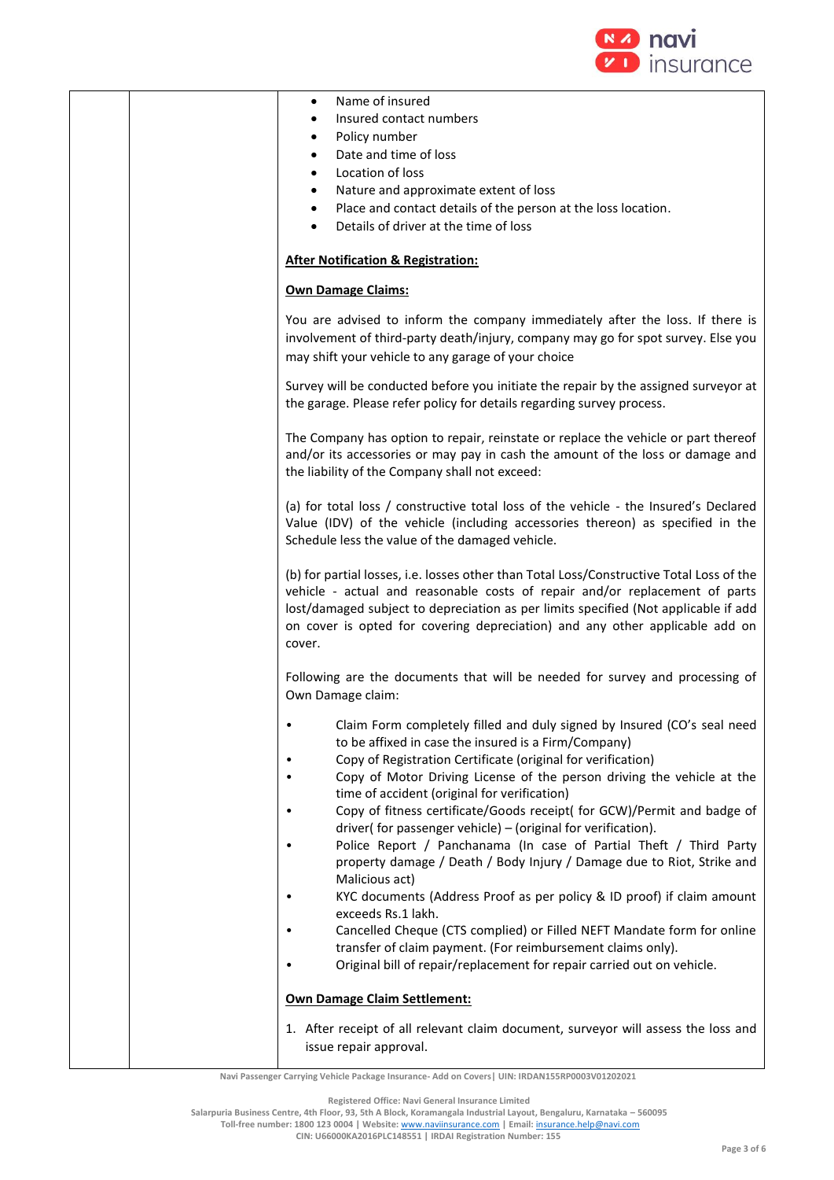- Name of insured
- Insured contact numbers
- Policy number
- Date and time of loss
- Location of loss
- Nature and approximate extent of loss
- Place and contact details of the person at the loss location.
- Details of driver at the time of loss

**After Notification & Registration:**

**Own Damage Claims:**

You are advised to inform the company immediately after the loss. If there is involvement of third-party death/injury, company may go for spot survey. Else you may shift your vehicle to any garage of your choice

Survey will be conducted before you initiate the repair by the assigned surveyor at the garage. Please refer policy for details regarding survey process.

The Company has option to repair, reinstate or replace the vehicle or part thereof and/or its accessories or may pay in cash the amount of the loss or damage and the liability of the Company shall not exceed:

(a) for total loss / constructive total loss of the vehicle - the Insured's Declared Value (IDV) of the vehicle (including accessories thereon) as specified in the Schedule less the value of the damaged vehicle.

(b) for partial losses, i.e. losses other than Total Loss/Constructive Total Loss of the vehicle - actual and reasonable costs of repair and/or replacement of parts lost/damaged subject to depreciation as per limits specified (Not applicable if add on cover is opted for covering depreciation) and any other applicable add on cover.

Following are the documents that will be needed for survey and processing of Own Damage claim:

- Claim Form completely filled and duly signed by Insured (CO's seal need to be affixed in case the insured is a Firm/Company)
- Copy of Registration Certificate (original for verification)
- Copy of Motor Driving License of the person driving the vehicle at the time of accident (original for verification)
- Copy of fitness certificate/Goods receipt( for GCW)/Permit and badge of driver( for passenger vehicle) – (original for verification).
- Police Report / Panchanama (In case of Partial Theft / Third Party property damage / Death / Body Injury / Damage due to Riot, Strike and Malicious act)
- KYC documents (Address Proof as per policy & ID proof) if claim amount exceeds Rs.1 lakh.
- Cancelled Cheque (CTS complied) or Filled NEFT Mandate form for online transfer of claim payment. (For reimbursement claims only).
- Original bill of repair/replacement for repair carried out on vehicle.

**Own Damage Claim Settlement:**

1. After receipt of all relevant claim document, surveyor will assess the loss and issue repair approval.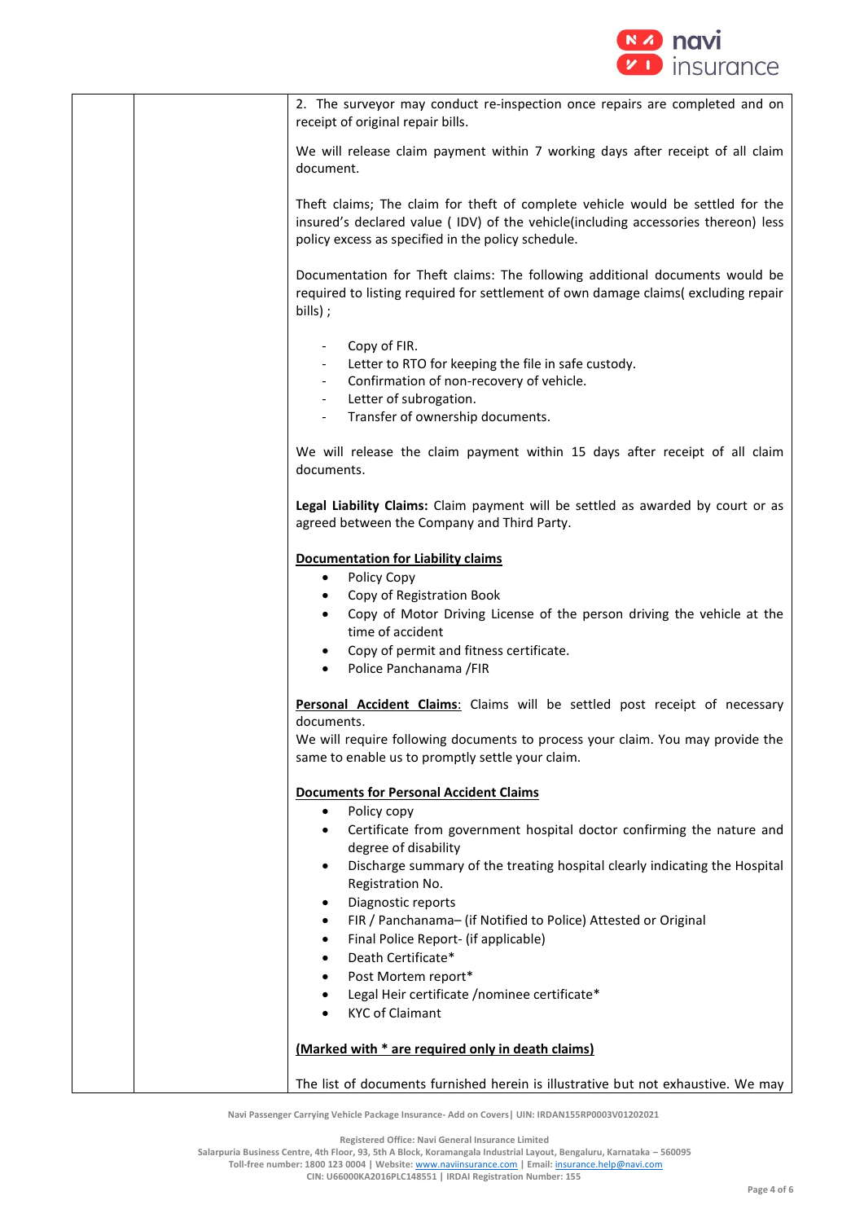| | | |
|---|---|---|
| | | 2. The surveyor may conduct re-inspection once repairs are completed and on receipt of original repair bills.<br><br>We will release claim payment within 7 working days after receipt of all claim document.<br><br>Theft claims; The claim for theft of complete vehicle would be settled for the insured's declared value ( IDV) of the vehicle(including accessories thereon) less policy excess as specified in the policy schedule.<br><br>Documentation for Theft claims: The following additional documents would be required to listing required for settlement of own damage claims( excluding repair bills) ;<br><br>- Copy of FIR.<br>- Letter to RTO for keeping the file in safe custody.<br>- Confirmation of non-recovery of vehicle.<br>- Letter of subrogation.<br>- Transfer of ownership documents.<br><br>We will release the claim payment within 15 days after receipt of all claim documents.<br><br>**Legal Liability Claims:** Claim payment will be settled as awarded by court or as agreed between the Company and Third Party.<br><br>**<u>Documentation for Liability claims</u>**<br>• Policy Copy<br>• Copy of Registration Book<br>• Copy of Motor Driving License of the person driving the vehicle at the time of accident<br>• Copy of permit and fitness certificate.<br>• Police Panchanama /FIR<br><br>**<u>Personal Accident Claims</u>**: Claims will be settled post receipt of necessary documents.<br>We will require following documents to process your claim. You may provide the same to enable us to promptly settle your claim.<br><br>**<u>Documents for Personal Accident Claims</u>**<br>• Policy copy<br>• Certificate from government hospital doctor confirming the nature and degree of disability<br>• Discharge summary of the treating hospital clearly indicating the Hospital Registration No.<br>• Diagnostic reports<br>• FIR / Panchanama– (if Notified to Police) Attested or Original<br>• Final Police Report- (if applicable)<br>• Death Certificate*<br>• Post Mortem report*<br>• Legal Heir certificate /nominee certificate*<br>• KYC of Claimant<br><br>**<u>(Marked with * are required only in death claims)</u>**<br><br>The list of documents furnished herein is illustrative but not exhaustive. We may |

Navi Passenger Carrying Vehicle Package Insurance- Add on Covers| UIN: IRDAN155RP0003V01202021

Registered Office: Navi General Insurance Limited
Salarpuria Business Centre, 4th Floor, 93, 5th A Block, Koramangala Industrial Layout, Bengaluru, Karnataka – 560095
Toll-free number: 1800 123 0004 | Website: www.naviinsurance.com | Email: insurance.help@navi.com
CIN: U66000KA2016PLC148551 | IRDAI Registration Number: 155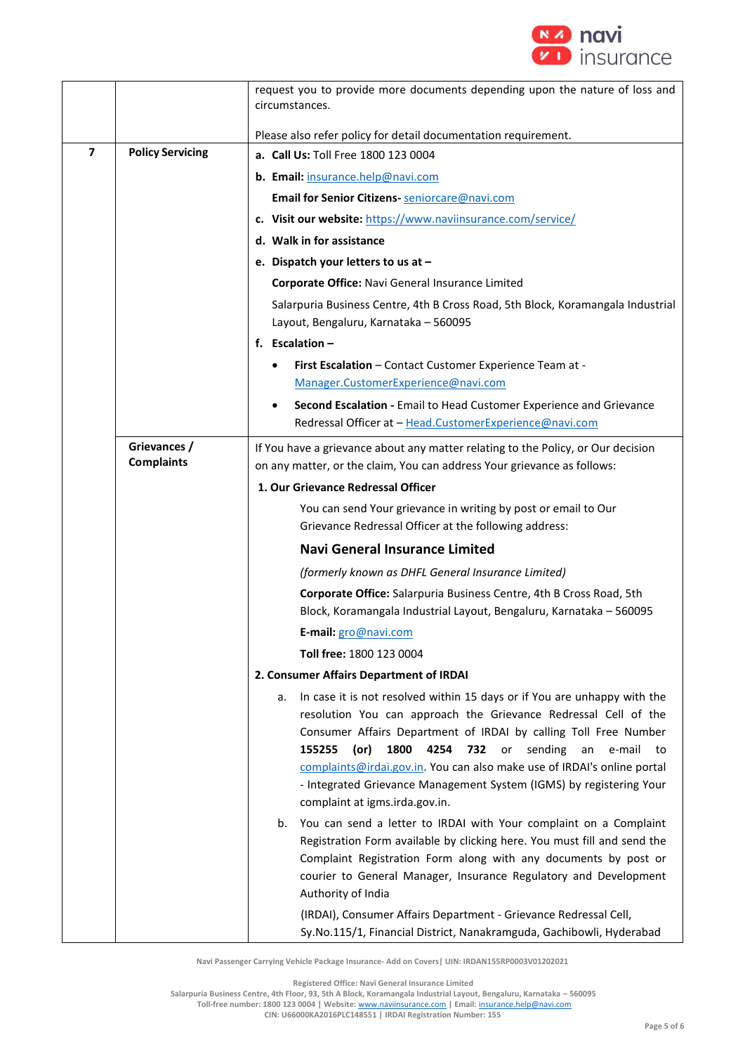| | | |
|---|---|---|
| | | request you to provide more documents depending upon the nature of loss and circumstances.<br><br>Please also refer policy for detail documentation requirement. |
| **7** | **Policy Servicing** | a. **Call Us:** Toll Free 1800 123 0004<br>b. **Email:** insurance.help@navi.com<br>**Email for Senior Citizens-** seniorcare@navi.com<br>c. **Visit our website:** https://www.naviinsurance.com/service/<br>d. **Walk in for assistance**<br>e. **Dispatch your letters to us at –**<br>**Corporate Office:** Navi General Insurance Limited<br>Salarpuria Business Centre, 4th B Cross Road, 5th Block, Koramangala Industrial Layout, Bengaluru, Karnataka – 560095<br>f. **Escalation –**<br>• **First Escalation** – Contact Customer Experience Team at - Manager.CustomerExperience@navi.com<br>• **Second Escalation -** Email to Head Customer Experience and Grievance Redressal Officer at – Head.CustomerExperience@navi.com |
| | **Grievances / Complaints** | If You have a grievance about any matter relating to the Policy, or Our decision on any matter, or the claim, You can address Your grievance as follows:<br>**1. Our Grievance Redressal Officer**<br>You can send Your grievance in writing by post or email to Our Grievance Redressal Officer at the following address:<br>**Navi General Insurance Limited**<br>*(formerly known as DHFL General Insurance Limited)*<br>**Corporate Office:** Salarpuria Business Centre, 4th B Cross Road, 5th Block, Koramangala Industrial Layout, Bengaluru, Karnataka – 560095<br>**E-mail:** gro@navi.com<br>**Toll free:** 1800 123 0004<br>**2. Consumer Affairs Department of IRDAI**<br>a. In case it is not resolved within 15 days or if You are unhappy with the resolution You can approach the Grievance Redressal Cell of the Consumer Affairs Department of IRDAI by calling Toll Free Number **155255 (or) 1800 4254 732** or sending an e-mail to complaints@irdai.gov.in. You can also make use of IRDAI's online portal - Integrated Grievance Management System (IGMS) by registering Your complaint at igms.irda.gov.in.<br>b. You can send a letter to IRDAI with Your complaint on a Complaint Registration Form available by clicking here. You must fill and send the Complaint Registration Form along with any documents by post or courier to General Manager, Insurance Regulatory and Development Authority of India<br>(IRDAI), Consumer Affairs Department - Grievance Redressal Cell, Sy.No.115/1, Financial District, Nanakramguda, Gachibowli, Hyderabad |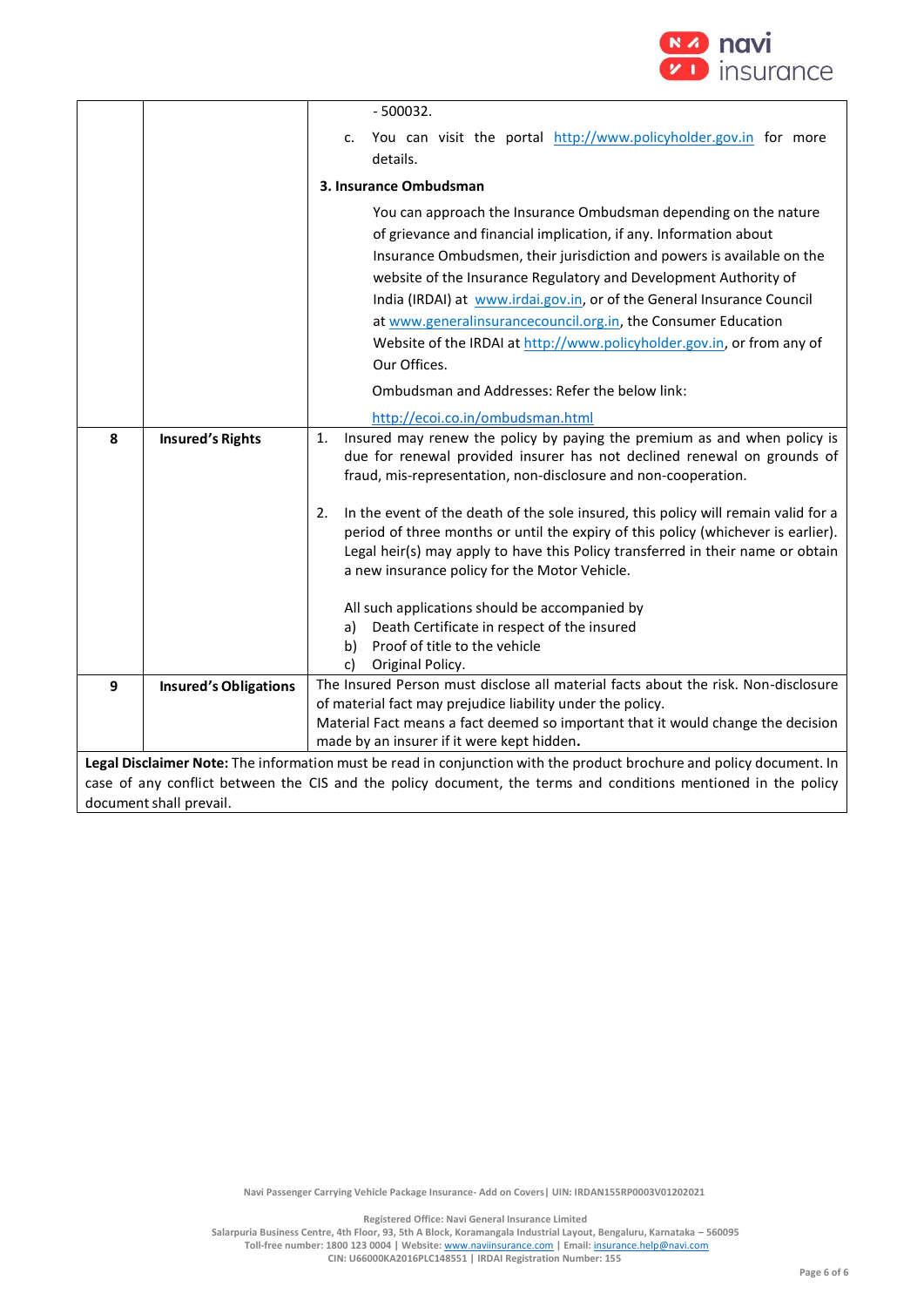| | | |
|---|---|---|
| | | - 500032.<br>c. You can visit the portal http://www.policyholder.gov.in for more details.<br>**3. Insurance Ombudsman**<br>You can approach the Insurance Ombudsman depending on the nature of grievance and financial implication, if any. Information about Insurance Ombudsmen, their jurisdiction and powers is available on the website of the Insurance Regulatory and Development Authority of India (IRDAI) at www.irdai.gov.in, or of the General Insurance Council at www.generalinsurancecouncil.org.in, the Consumer Education Website of the IRDAI at http://www.policyholder.gov.in, or from any of Our Offices.<br>Ombudsman and Addresses: Refer the below link:<br>http://ecoi.co.in/ombudsman.html |
| **8** | **Insured's Rights** | 1. Insured may renew the policy by paying the premium as and when policy is due for renewal provided insurer has not declined renewal on grounds of fraud, mis-representation, non-disclosure and non-cooperation.<br><br>2. In the event of the death of the sole insured, this policy will remain valid for a period of three months or until the expiry of this policy (whichever is earlier). Legal heir(s) may apply to have this Policy transferred in their name or obtain a new insurance policy for the Motor Vehicle.<br><br>All such applications should be accompanied by<br>a) Death Certificate in respect of the insured<br>b) Proof of title to the vehicle<br>c) Original Policy. |
| **9** | **Insured's Obligations** | The Insured Person must disclose all material facts about the risk. Non-disclosure of material fact may prejudice liability under the policy.<br>Material Fact means a fact deemed so important that it would change the decision made by an insurer if it were kept hidden. |

**Legal Disclaimer Note:** The information must be read in conjunction with the product brochure and policy document. In case of any conflict between the CIS and the policy document, the terms and conditions mentioned in the policy document shall prevail.